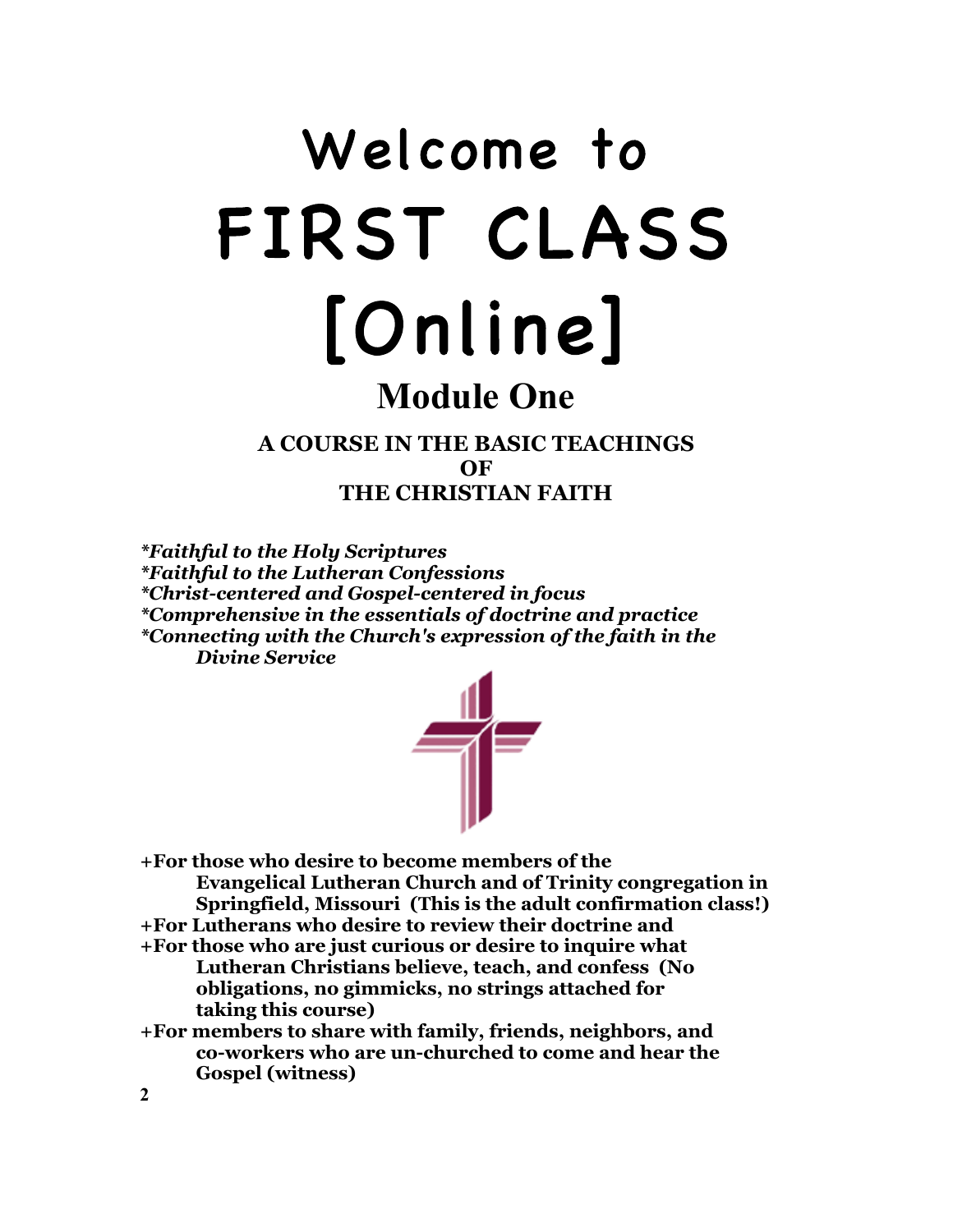# Welcome to FIRST CLASS [Online]

## Module One

### A COURSE IN THE BASIC TEACHINGS OF THE CHRISTIAN FAITH

***Faithful to the Holy Scriptures***
***Faithful to the Lutheran Confessions***
***Christ-centered and Gospel-centered in focus***
***Comprehensive in the essentials of doctrine and practice***
***Connecting with the Church's expression of the faith in the Divine Service***

**+For those who desire to become members of the Evangelical Lutheran Church and of Trinity congregation in Springfield, Missouri (This is the adult confirmation class!)**
**+For Lutherans who desire to review their doctrine and**
**+For those who are just curious or desire to inquire what Lutheran Christians believe, teach, and confess (No obligations, no gimmicks, no strings attached for taking this course)**
**+For members to share with family, friends, neighbors, and co-workers who are un-churched to come and hear the Gospel (witness)**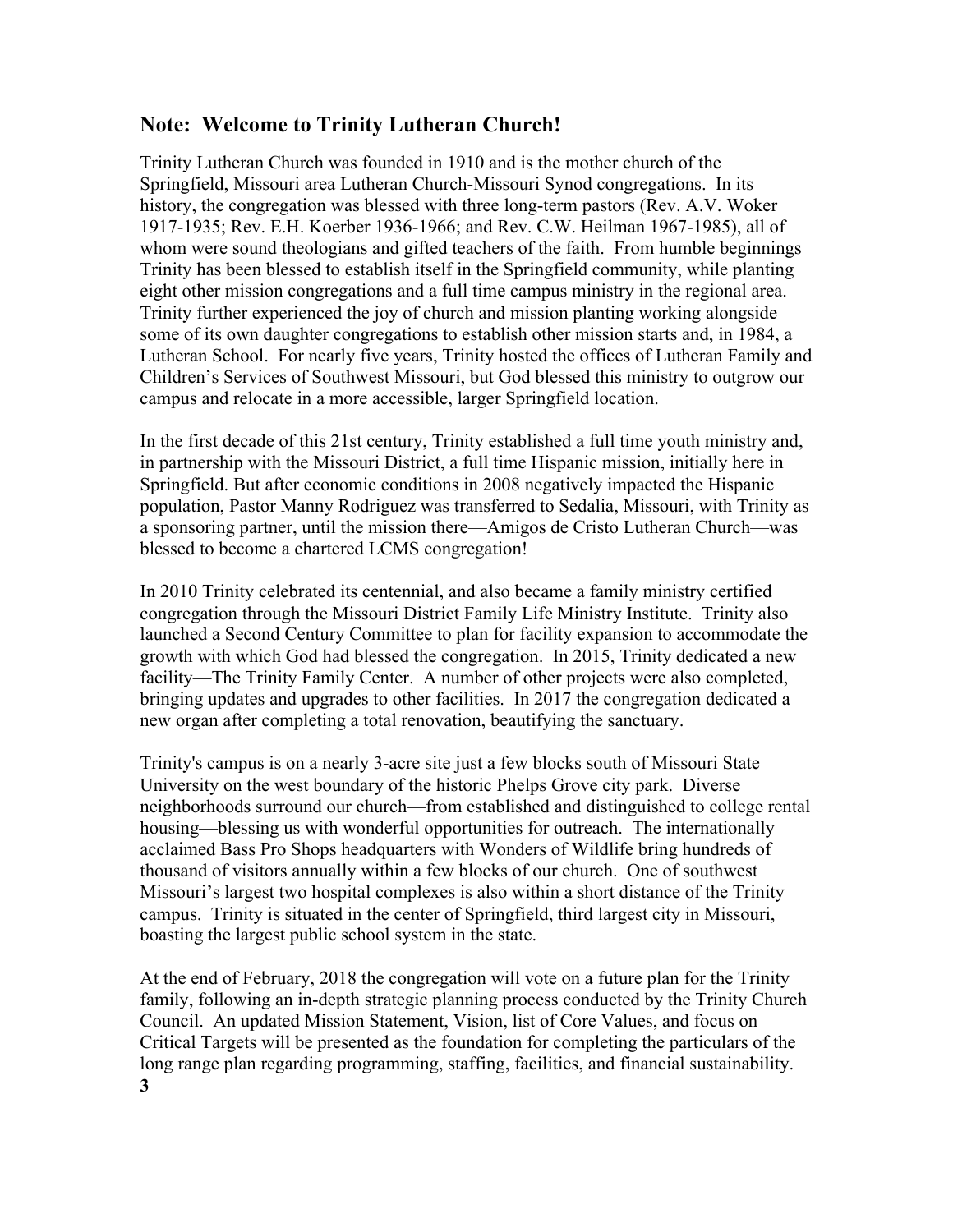## Note: Welcome to Trinity Lutheran Church!

Trinity Lutheran Church was founded in 1910 and is the mother church of the Springfield, Missouri area Lutheran Church-Missouri Synod congregations. In its history, the congregation was blessed with three long-term pastors (Rev. A.V. Woker 1917-1935; Rev. E.H. Koerber 1936-1966; and Rev. C.W. Heilman 1967-1985), all of whom were sound theologians and gifted teachers of the faith. From humble beginnings Trinity has been blessed to establish itself in the Springfield community, while planting eight other mission congregations and a full time campus ministry in the regional area. Trinity further experienced the joy of church and mission planting working alongside some of its own daughter congregations to establish other mission starts and, in 1984, a Lutheran School. For nearly five years, Trinity hosted the offices of Lutheran Family and Children's Services of Southwest Missouri, but God blessed this ministry to outgrow our campus and relocate in a more accessible, larger Springfield location.

In the first decade of this 21st century, Trinity established a full time youth ministry and, in partnership with the Missouri District, a full time Hispanic mission, initially here in Springfield. But after economic conditions in 2008 negatively impacted the Hispanic population, Pastor Manny Rodriguez was transferred to Sedalia, Missouri, with Trinity as a sponsoring partner, until the mission there—Amigos de Cristo Lutheran Church—was blessed to become a chartered LCMS congregation!

In 2010 Trinity celebrated its centennial, and also became a family ministry certified congregation through the Missouri District Family Life Ministry Institute. Trinity also launched a Second Century Committee to plan for facility expansion to accommodate the growth with which God had blessed the congregation. In 2015, Trinity dedicated a new facility—The Trinity Family Center. A number of other projects were also completed, bringing updates and upgrades to other facilities. In 2017 the congregation dedicated a new organ after completing a total renovation, beautifying the sanctuary.

Trinity's campus is on a nearly 3-acre site just a few blocks south of Missouri State University on the west boundary of the historic Phelps Grove city park. Diverse neighborhoods surround our church—from established and distinguished to college rental housing—blessing us with wonderful opportunities for outreach. The internationally acclaimed Bass Pro Shops headquarters with Wonders of Wildlife bring hundreds of thousand of visitors annually within a few blocks of our church. One of southwest Missouri's largest two hospital complexes is also within a short distance of the Trinity campus. Trinity is situated in the center of Springfield, third largest city in Missouri, boasting the largest public school system in the state.

At the end of February, 2018 the congregation will vote on a future plan for the Trinity family, following an in-depth strategic planning process conducted by the Trinity Church Council. An updated Mission Statement, Vision, list of Core Values, and focus on Critical Targets will be presented as the foundation for completing the particulars of the long range plan regarding programming, staffing, facilities, and financial sustainability.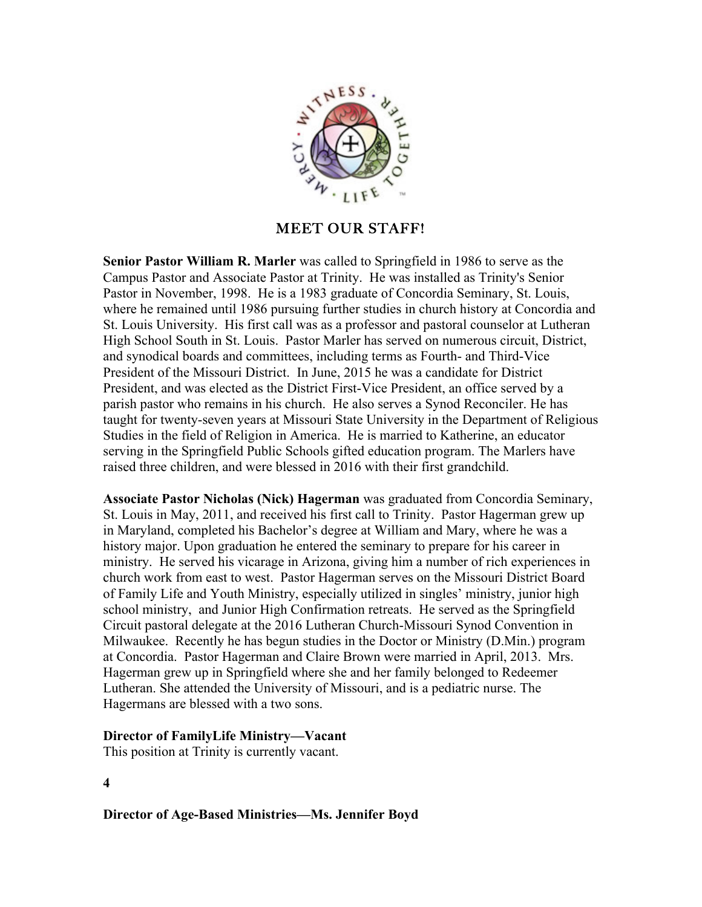## MEET OUR STAFF!

**Senior Pastor William R. Marler** was called to Springfield in 1986 to serve as the Campus Pastor and Associate Pastor at Trinity. He was installed as Trinity's Senior Pastor in November, 1998. He is a 1983 graduate of Concordia Seminary, St. Louis, where he remained until 1986 pursuing further studies in church history at Concordia and St. Louis University. His first call was as a professor and pastoral counselor at Lutheran High School South in St. Louis. Pastor Marler has served on numerous circuit, District, and synodical boards and committees, including terms as Fourth- and Third-Vice President of the Missouri District. In June, 2015 he was a candidate for District President, and was elected as the District First-Vice President, an office served by a parish pastor who remains in his church. He also serves a Synod Reconciler. He has taught for twenty-seven years at Missouri State University in the Department of Religious Studies in the field of Religion in America. He is married to Katherine, an educator serving in the Springfield Public Schools gifted education program. The Marlers have raised three children, and were blessed in 2016 with their first grandchild.

**Associate Pastor Nicholas (Nick) Hagerman** was graduated from Concordia Seminary, St. Louis in May, 2011, and received his first call to Trinity. Pastor Hagerman grew up in Maryland, completed his Bachelor's degree at William and Mary, where he was a history major. Upon graduation he entered the seminary to prepare for his career in ministry. He served his vicarage in Arizona, giving him a number of rich experiences in church work from east to west. Pastor Hagerman serves on the Missouri District Board of Family Life and Youth Ministry, especially utilized in singles' ministry, junior high school ministry, and Junior High Confirmation retreats. He served as the Springfield Circuit pastoral delegate at the 2016 Lutheran Church-Missouri Synod Convention in Milwaukee. Recently he has begun studies in the Doctor or Ministry (D.Min.) program at Concordia. Pastor Hagerman and Claire Brown were married in April, 2013. Mrs. Hagerman grew up in Springfield where she and her family belonged to Redeemer Lutheran. She attended the University of Missouri, and is a pediatric nurse. The Hagermans are blessed with a two sons.

**Director of FamilyLife Ministry—Vacant**
This position at Trinity is currently vacant.

**Director of Age-Based Ministries—Ms. Jennifer Boyd**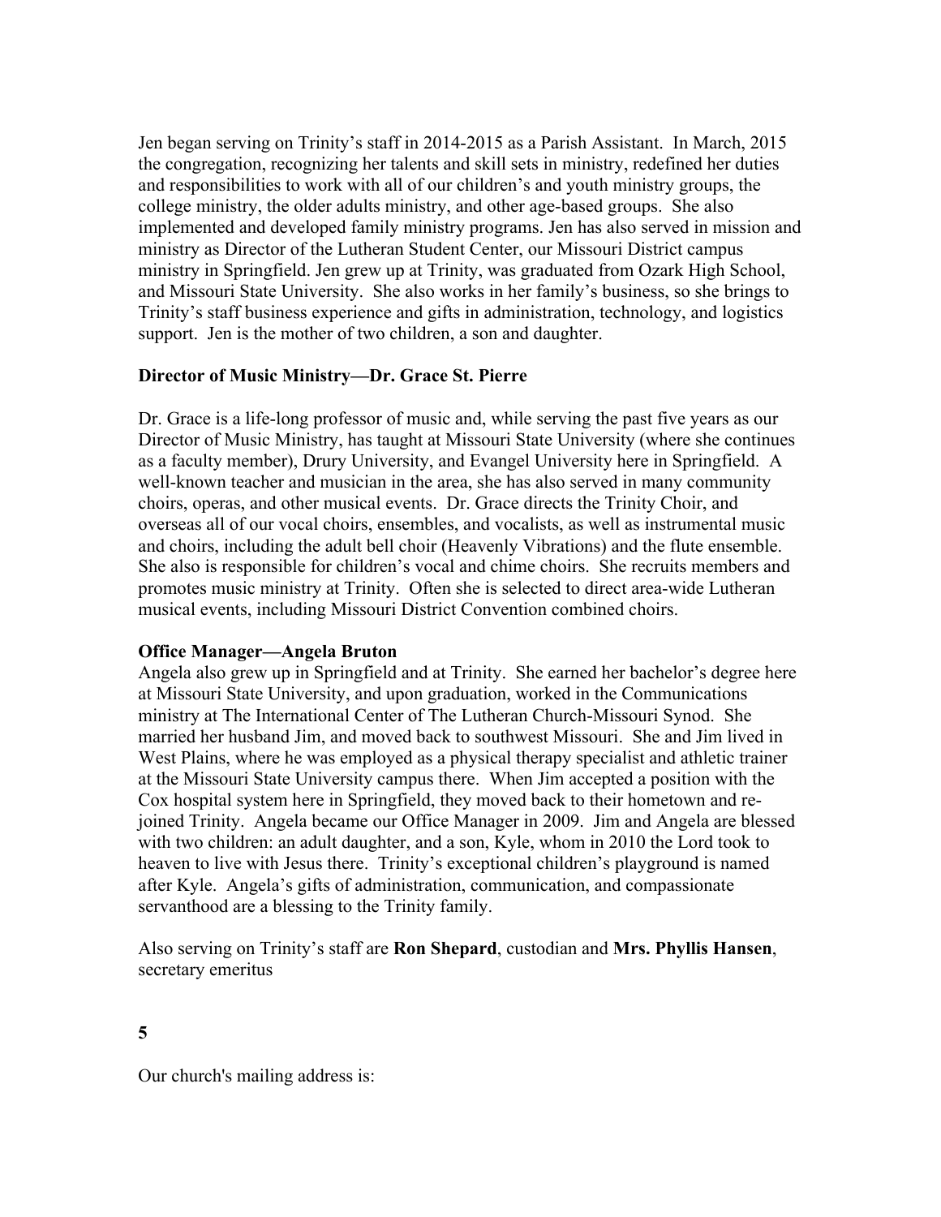Jen began serving on Trinity's staff in 2014-2015 as a Parish Assistant. In March, 2015 the congregation, recognizing her talents and skill sets in ministry, redefined her duties and responsibilities to work with all of our children's and youth ministry groups, the college ministry, the older adults ministry, and other age-based groups. She also implemented and developed family ministry programs. Jen has also served in mission and ministry as Director of the Lutheran Student Center, our Missouri District campus ministry in Springfield. Jen grew up at Trinity, was graduated from Ozark High School, and Missouri State University. She also works in her family's business, so she brings to Trinity's staff business experience and gifts in administration, technology, and logistics support. Jen is the mother of two children, a son and daughter.

**Director of Music Ministry—Dr. Grace St. Pierre**

Dr. Grace is a life-long professor of music and, while serving the past five years as our Director of Music Ministry, has taught at Missouri State University (where she continues as a faculty member), Drury University, and Evangel University here in Springfield. A well-known teacher and musician in the area, she has also served in many community choirs, operas, and other musical events. Dr. Grace directs the Trinity Choir, and overseas all of our vocal choirs, ensembles, and vocalists, as well as instrumental music and choirs, including the adult bell choir (Heavenly Vibrations) and the flute ensemble. She also is responsible for children's vocal and chime choirs. She recruits members and promotes music ministry at Trinity. Often she is selected to direct area-wide Lutheran musical events, including Missouri District Convention combined choirs.

**Office Manager—Angela Bruton**

Angela also grew up in Springfield and at Trinity. She earned her bachelor's degree here at Missouri State University, and upon graduation, worked in the Communications ministry at The International Center of The Lutheran Church-Missouri Synod. She married her husband Jim, and moved back to southwest Missouri. She and Jim lived in West Plains, where he was employed as a physical therapy specialist and athletic trainer at the Missouri State University campus there. When Jim accepted a position with the Cox hospital system here in Springfield, they moved back to their hometown and re-joined Trinity. Angela became our Office Manager in 2009. Jim and Angela are blessed with two children: an adult daughter, and a son, Kyle, whom in 2010 the Lord took to heaven to live with Jesus there. Trinity's exceptional children's playground is named after Kyle. Angela's gifts of administration, communication, and compassionate servanthood are a blessing to the Trinity family.

Also serving on Trinity's staff are **Ron Shepard**, custodian and **Mrs. Phyllis Hansen**, secretary emeritus

**5**

Our church's mailing address is: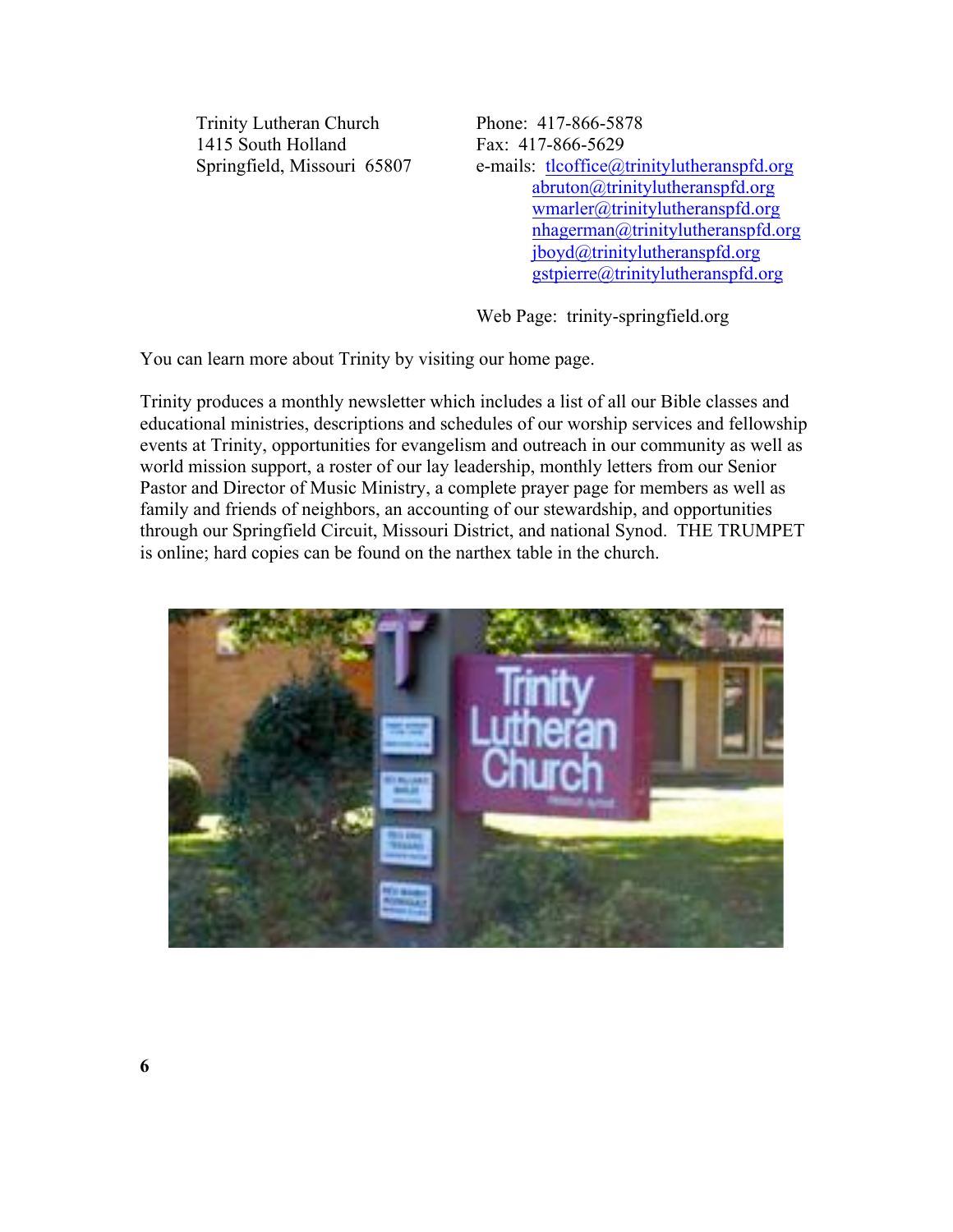Trinity Lutheran Church
1415 South Holland
Springfield, Missouri 65807

Phone: 417-866-5878
Fax: 417-866-5629
e-mails: tlcoffice@trinitylutheranspfd.org
abruton@trinitylutheranspfd.org
wmarler@trinitylutheranspfd.org
nhagerman@trinitylutheranspfd.org
jboyd@trinitylutheranspfd.org
gstpierre@trinitylutheranspfd.org

Web Page: trinity-springfield.org

You can learn more about Trinity by visiting our home page.

Trinity produces a monthly newsletter which includes a list of all our Bible classes and educational ministries, descriptions and schedules of our worship services and fellowship events at Trinity, opportunities for evangelism and outreach in our community as well as world mission support, a roster of our lay leadership, monthly letters from our Senior Pastor and Director of Music Ministry, a complete prayer page for members as well as family and friends of neighbors, an accounting of our stewardship, and opportunities through our Springfield Circuit, Missouri District, and national Synod. THE TRUMPET is online; hard copies can be found on the narthex table in the church.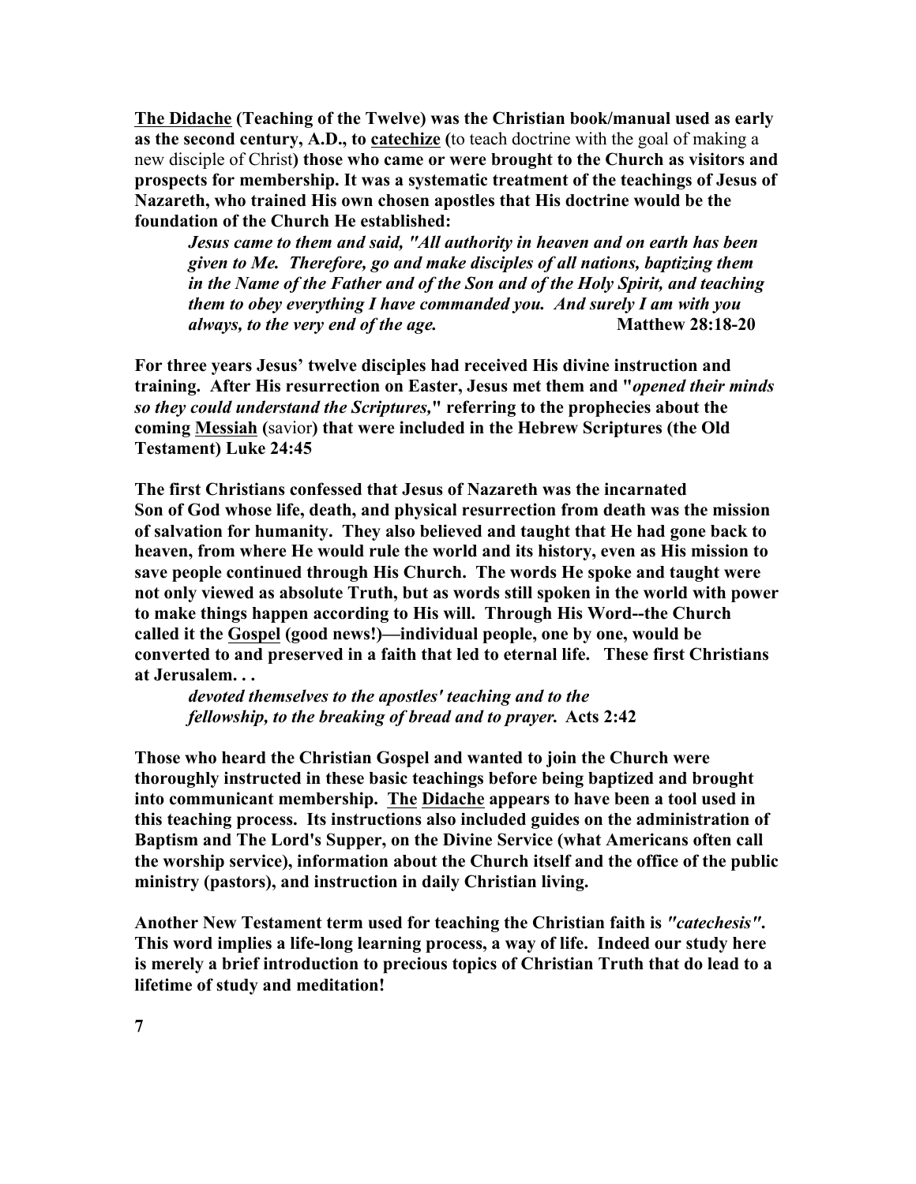**<u>The Didache</u> (Teaching of the Twelve) was the Christian book/manual used as early as the second century, A.D., to <u>catechize</u> (**to teach doctrine with the goal of making a new disciple of Christ**) those who came or were brought to the Church as visitors and prospects for membership. It was a systematic treatment of the teachings of Jesus of Nazareth, who trained His own chosen apostles that His doctrine would be the foundation of the Church He established:**

> ***Jesus came to them and said, "All authority in heaven and on earth has been given to Me. Therefore, go and make disciples of all nations, baptizing them in the Name of the Father and of the Son and of the Holy Spirit, and teaching them to obey everything I have commanded you. And surely I am with you always, to the very end of the age.*** **Matthew 28:18-20**

**For three years Jesus' twelve disciples had received His divine instruction and training. After His resurrection on Easter, Jesus met them and "*opened their minds so they could understand the Scriptures,*" referring to the prophecies about the coming <u>Messiah</u> (**savior**) that were included in the Hebrew Scriptures (the Old Testament) Luke 24:45**

**The first Christians confessed that Jesus of Nazareth was the incarnated Son of God whose life, death, and physical resurrection from death was the mission of salvation for humanity. They also believed and taught that He had gone back to heaven, from where He would rule the world and its history, even as His mission to save people continued through His Church. The words He spoke and taught were not only viewed as absolute Truth, but as words still spoken in the world with power to make things happen according to His will. Through His Word--the Church called it the <u>Gospel</u> (good news!)—individual people, one by one, would be converted to and preserved in a faith that led to eternal life. These first Christians at Jerusalem. . .**

> ***devoted themselves to the apostles' teaching and to the fellowship, to the breaking of bread and to prayer.*** **Acts 2:42**

**Those who heard the Christian Gospel and wanted to join the Church were thoroughly instructed in these basic teachings before being baptized and brought into communicant membership. <u>The Didache</u> appears to have been a tool used in this teaching process. Its instructions also included guides on the administration of Baptism and The Lord's Supper, on the Divine Service (what Americans often call the worship service), information about the Church itself and the office of the public ministry (pastors), and instruction in daily Christian living.**

**Another New Testament term used for teaching the Christian faith is *"catechesis"*. This word implies a life-long learning process, a way of life. Indeed our study here is merely a brief introduction to precious topics of Christian Truth that do lead to a lifetime of study and meditation!**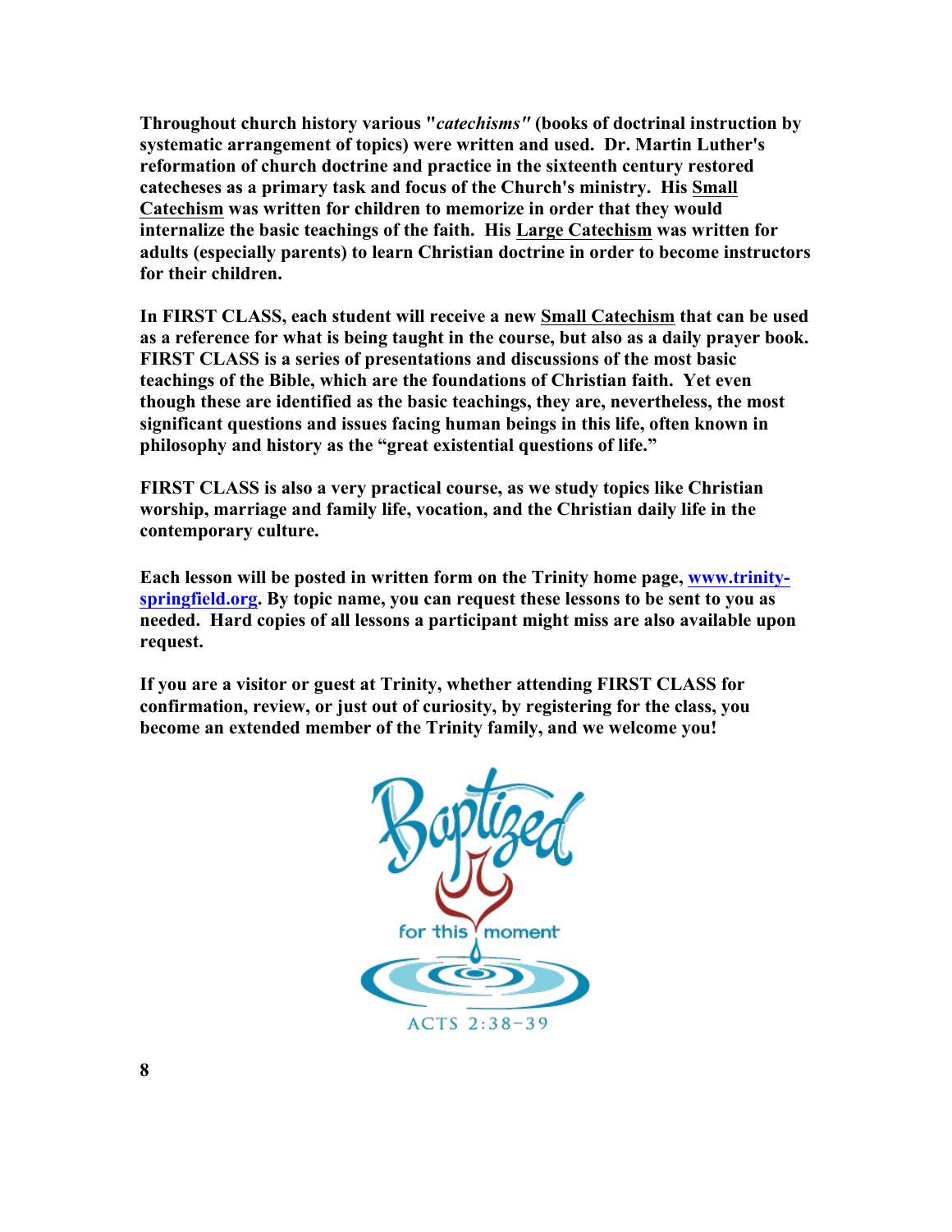**Throughout church history various "*catechisms"* (books of doctrinal instruction by systematic arrangement of topics) were written and used. Dr. Martin Luther's reformation of church doctrine and practice in the sixteenth century restored catecheses as a primary task and focus of the Church's ministry. His Small Catechism was written for children to memorize in order that they would internalize the basic teachings of the faith. His Large Catechism was written for adults (especially parents) to learn Christian doctrine in order to become instructors for their children.**

**In FIRST CLASS, each student will receive a new Small Catechism that can be used as a reference for what is being taught in the course, but also as a daily prayer book. FIRST CLASS is a series of presentations and discussions of the most basic teachings of the Bible, which are the foundations of Christian faith. Yet even though these are identified as the basic teachings, they are, nevertheless, the most significant questions and issues facing human beings in this life, often known in philosophy and history as the "great existential questions of life."**

**FIRST CLASS is also a very practical course, as we study topics like Christian worship, marriage and family life, vocation, and the Christian daily life in the contemporary culture.**

**Each lesson will be posted in written form on the Trinity home page, [www.trinity-springfield.org](http://www.trinity-springfield.org). By topic name, you can request these lessons to be sent to you as needed. Hard copies of all lessons a participant might miss are also available upon request.**

**If you are a visitor or guest at Trinity, whether attending FIRST CLASS for confirmation, review, or just out of curiosity, by registering for the class, you become an extended member of the Trinity family, and we welcome you!**

Baptized for this moment

ACTS 2:38-39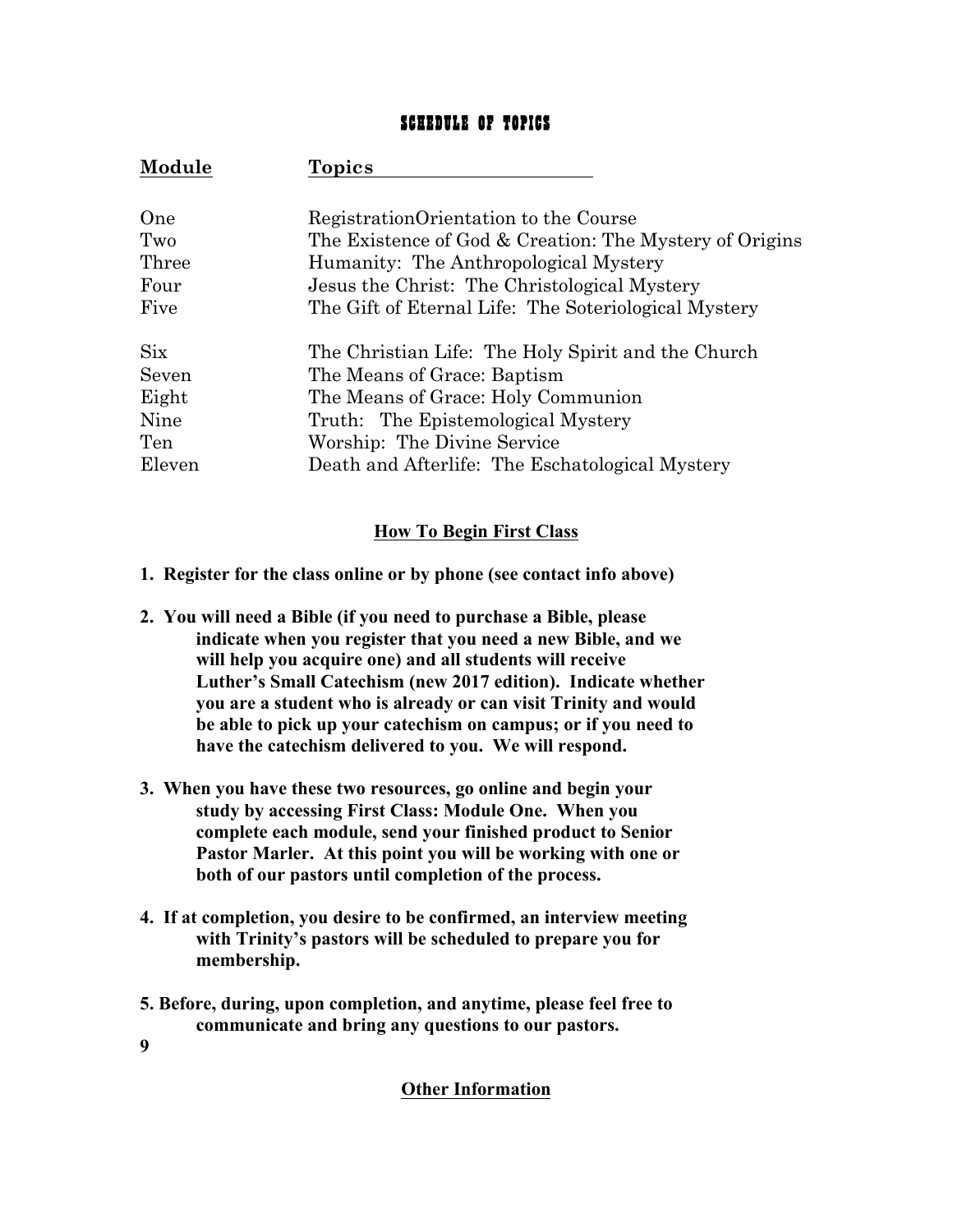## SCHEDULE OF TOPICS

| Module | Topics |
|---|---|
| One | RegistrationOrientation to the Course |
| Two | The Existence of God & Creation: The Mystery of Origins |
| Three | Humanity: The Anthropological Mystery |
| Four | Jesus the Christ: The Christological Mystery |
| Five | The Gift of Eternal Life: The Soteriological Mystery |
| Six | The Christian Life: The Holy Spirit and the Church |
| Seven | The Means of Grace: Baptism |
| Eight | The Means of Grace: Holy Communion |
| Nine | Truth: The Epistemological Mystery |
| Ten | Worship: The Divine Service |
| Eleven | Death and Afterlife: The Eschatological Mystery |

### How To Begin First Class

**1. Register for the class online or by phone (see contact info above)**

**2. You will need a Bible (if you need to purchase a Bible, please indicate when you register that you need a new Bible, and we will help you acquire one) and all students will receive Luther's Small Catechism (new 2017 edition). Indicate whether you are a student who is already or can visit Trinity and would be able to pick up your catechism on campus; or if you need to have the catechism delivered to you. We will respond.**

**3. When you have these two resources, go online and begin your study by accessing First Class: Module One. When you complete each module, send your finished product to Senior Pastor Marler. At this point you will be working with one or both of our pastors until completion of the process.**

**4. If at completion, you desire to be confirmed, an interview meeting with Trinity's pastors will be scheduled to prepare you for membership.**

**5. Before, during, upon completion, and anytime, please feel free to communicate and bring any questions to our pastors.**

### Other Information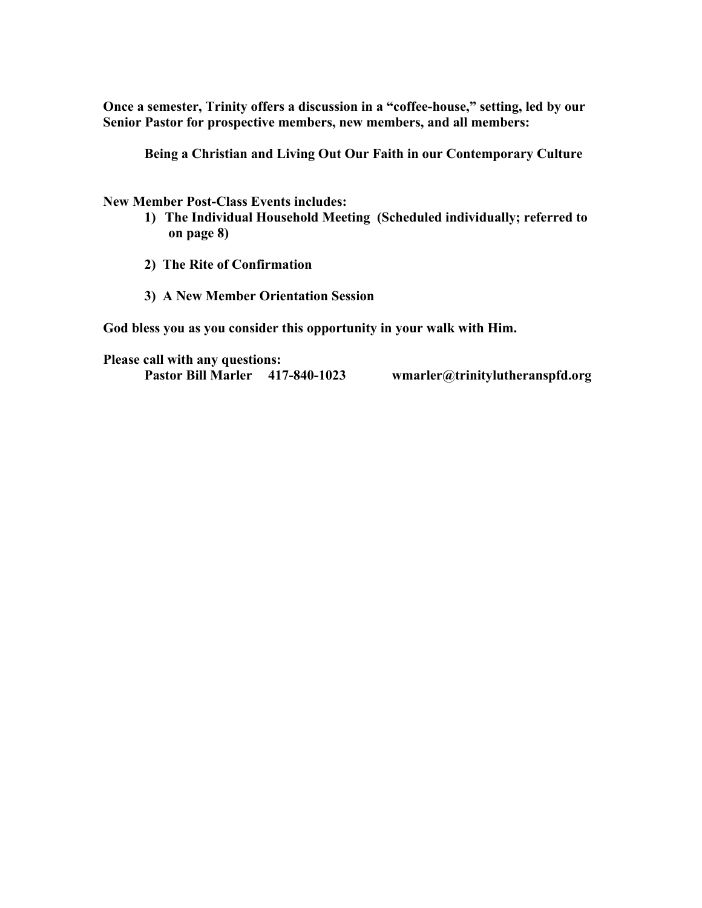**Once a semester, Trinity offers a discussion in a "coffee-house," setting, led by our Senior Pastor for prospective members, new members, and all members:**

**Being a Christian and Living Out Our Faith in our Contemporary Culture**

**New Member Post-Class Events includes:**

1) **The Individual Household Meeting (Scheduled individually; referred to on page 8)**
2) **The Rite of Confirmation**
3) **A New Member Orientation Session**

**God bless you as you consider this opportunity in your walk with Him.**

**Please call with any questions:**
**Pastor Bill Marler 417-840-1023 wmarler@trinitylutheranspfd.org**